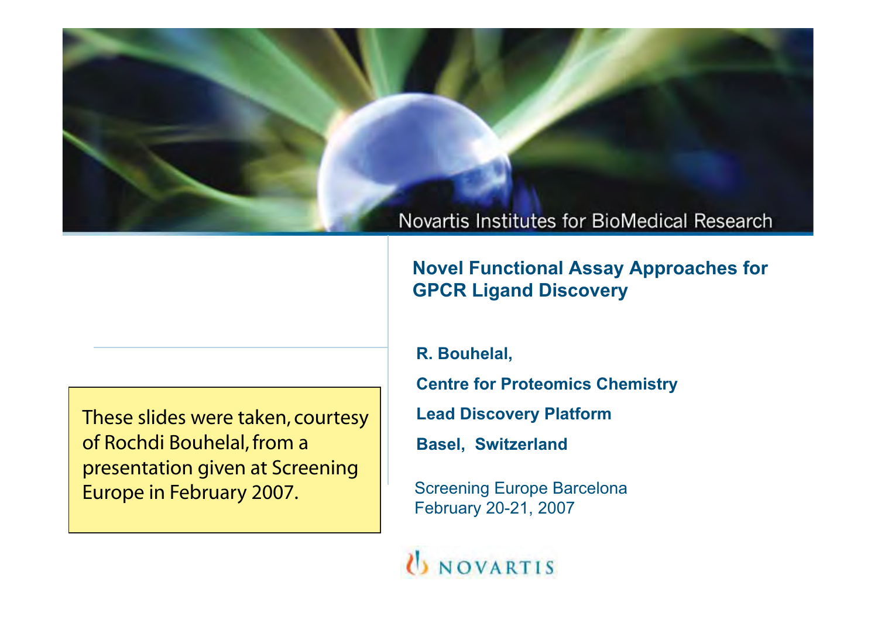Novartis Institutes for BioMedical Research

# Novel Functional Assay Approaches for GPCR Ligand Discovery

**R. Bouhelal,**

**Centre for Proteomics Chemistry**

**Lead Discovery Platform**

**Basel, Switzerland**

Screening Europe Barcelona
February 20-21, 2007

These slides were taken, courtesy of Rochdi Bouhelal, from a presentation given at Screening Europe in February 2007.

NOVARTIS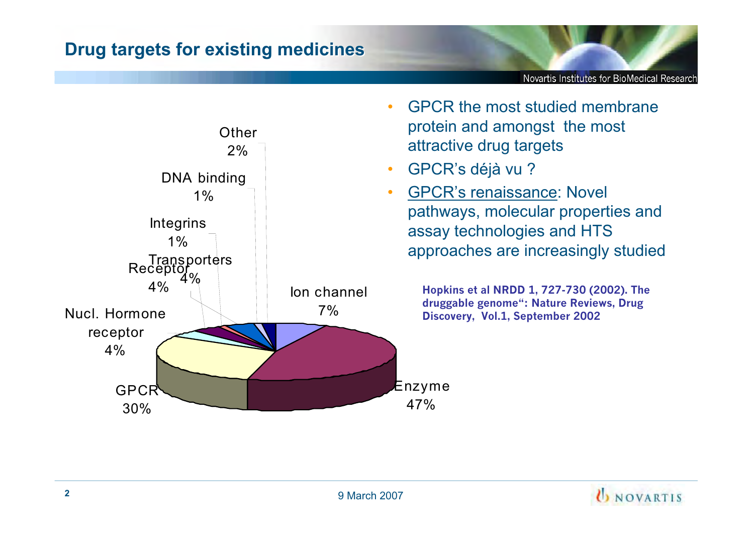# Drug targets for existing medicines

| Target | Percentage |
|---|---|
| Enzyme | 47% |
| GPCR | 30% |
| Ion channel | 7% |
| Nucl. Hormone receptor | 4% |
| Receptor | 4% |
| Transporters | 4% |
| Other | 2% |
| Integrins | 1% |
| DNA binding | 1% |

- GPCR the most studied membrane protein and amongst the most attractive drug targets
- GPCR's déjà vu ?
- GPCR's renaissance: Novel pathways, molecular properties and assay technologies and HTS approaches are increasingly studied

**Hopkins et al NRDD 1, 727-730 (2002). The druggable genome": Nature Reviews, Drug Discovery, Vol.1, September 2002**

9 March 2007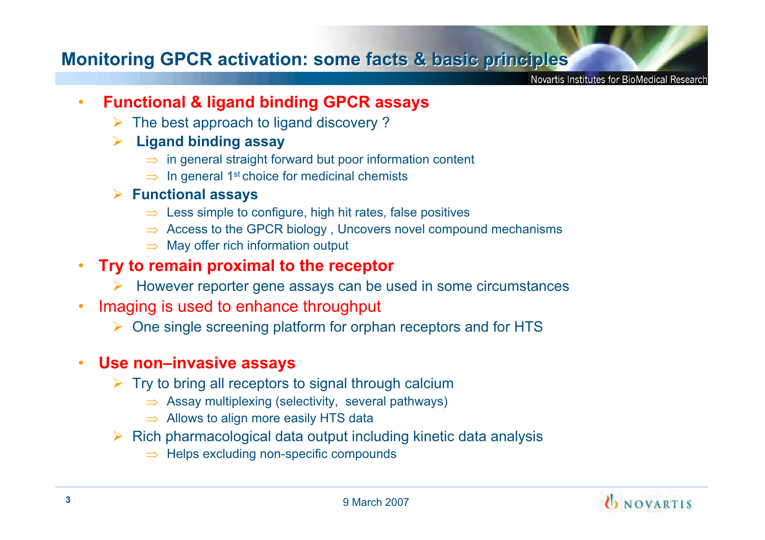# Monitoring GPCR activation: some facts & basic principles

- **Functional & ligand binding GPCR assays**
  - The best approach to ligand discovery ?
  - **Ligand binding assay**
    - ⇒ in general straight forward but poor information content
    - ⇒ In general 1st choice for medicinal chemists
  - **Functional assays**
    - ⇒ Less simple to configure, high hit rates, false positives
    - ⇒ Access to the GPCR biology , Uncovers novel compound mechanisms
    - ⇒ May offer rich information output
- **Try to remain proximal to the receptor**
  - However reporter gene assays can be used in some circumstances
- Imaging is used to enhance throughput
  - One single screening platform for orphan receptors and for HTS
- **Use non–invasive assays**
  - Try to bring all receptors to signal through calcium
    - ⇒ Assay multiplexing (selectivity, several pathways)
    - ⇒ Allows to align more easily HTS data
  - Rich pharmacological data output including kinetic data analysis
    - ⇒ Helps excluding non-specific compounds

9 March 2007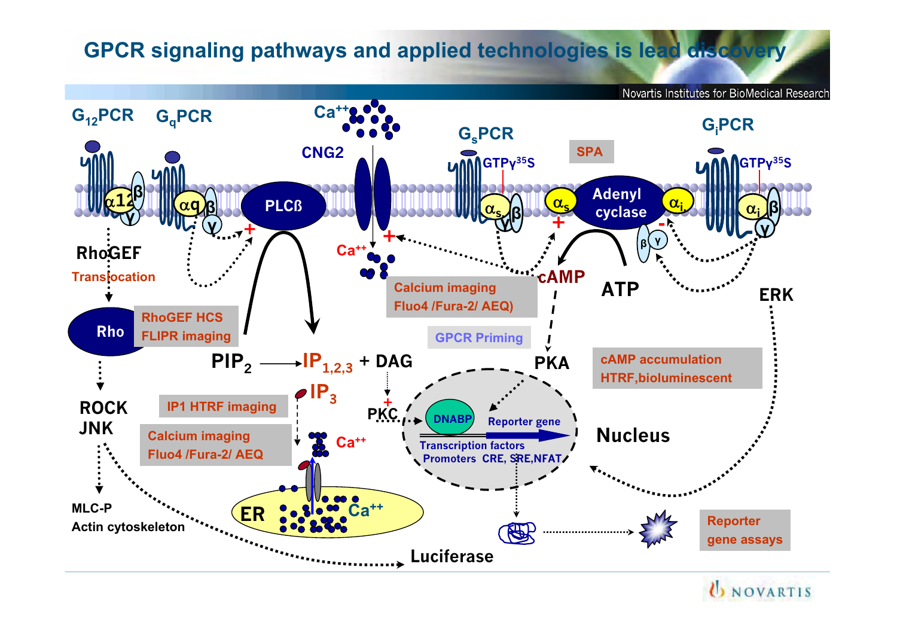# GPCR signaling pathways and applied technologies is lead discovery

Novartis Institutes for BioMedical Research

$G_{12}$PCR

$G_q$PCR

$Ca^{++}$

CNG2

$G_s$PCR

SPA

$G_i$PCR

$GTP\gamma^{35}S$

$GTP\gamma^{35}S$

$\alpha 12$ $\beta$ $\gamma$

$\alpha q$ $\beta$ $\gamma$

PLCß

$\alpha_s$ $\beta$ $\gamma$

$\alpha_s$

Adenyl cyclase

$\alpha_i$

$\alpha_i$ $\beta$ $\gamma$

$\beta$ $\gamma$

RhoGEF

Translocation

$Ca^{++}$

Calcium imaging Fluo4 /Fura-2/ AEQ)

cAMP

ATP

ERK

Rho

RhoGEF HCS FLIPR imaging

GPCR Priming

$PIP_2$ → $IP_{1,2,3}$ + DAG

PKA

cAMP accumulation HTRF,bioluminescent

ROCK

JNK

IP1 HTRF imaging

$IP_3$

PKC

DNABP

Reporter gene

Nucleus

Calcium imaging Fluo4 /Fura-2/ AEQ

$Ca^{++}$

Transcription factors

Promoters CRE, SRE,NFAT

MLC-P

Actin cytoskeleton

ER

$Ca^{++}$

Reporter gene assays

Luciferase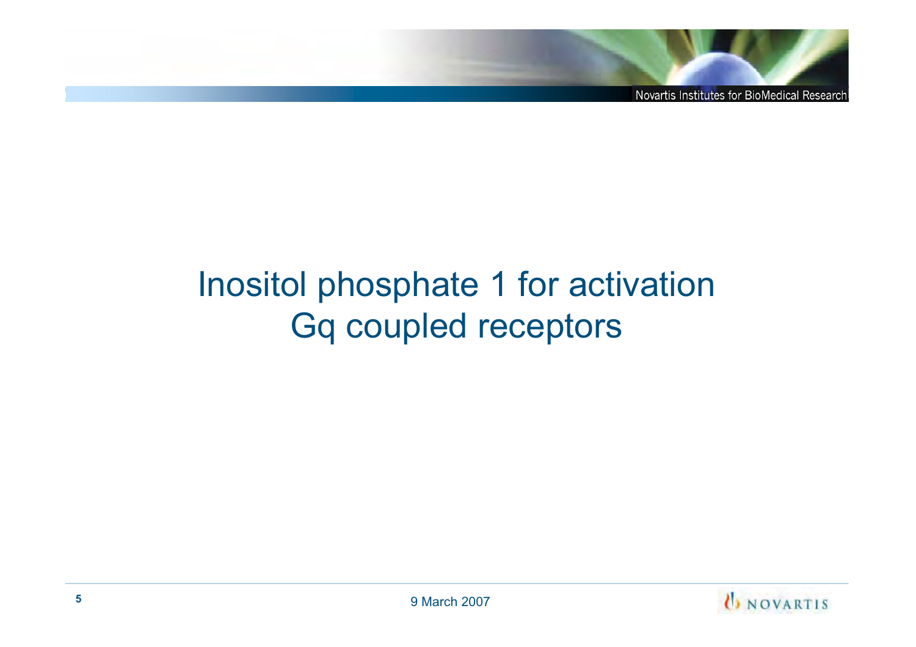# Inositol phosphate 1 for activation Gq coupled receptors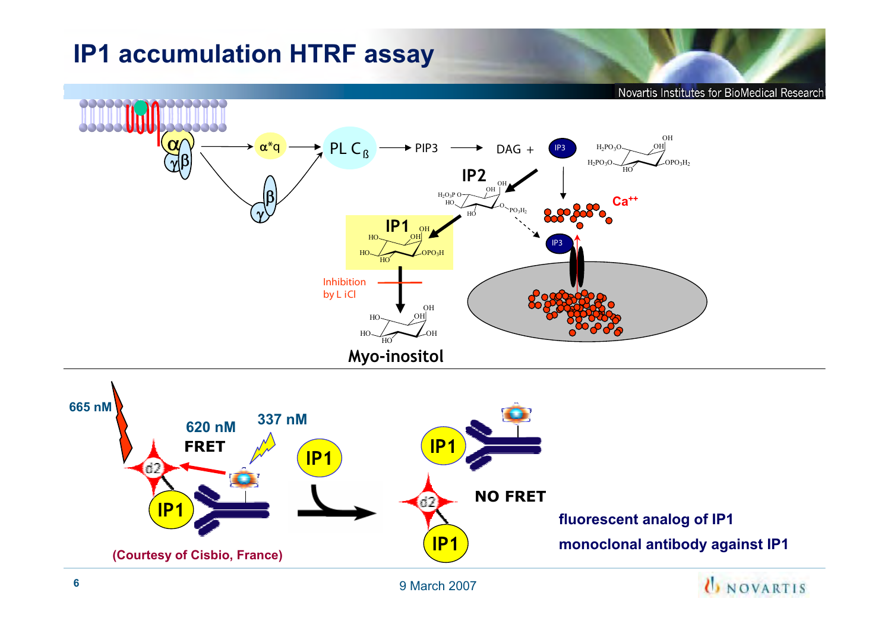# IP1 accumulation HTRF assay

α, β, γ → α*q → PL $C_β$ → PIP3 → DAG + IP3

IP3 → $Ca^{++}$

IP2

IP1

Inhibition by L iCl

Myo-inositol

665 nM

620 nM

FRET

337 nM

IP1

NO FRET

d2

(Courtesy of Cisbio, France)

**fluorescent analog of IP1**

**monoclonal antibody against IP1**

9 March 2007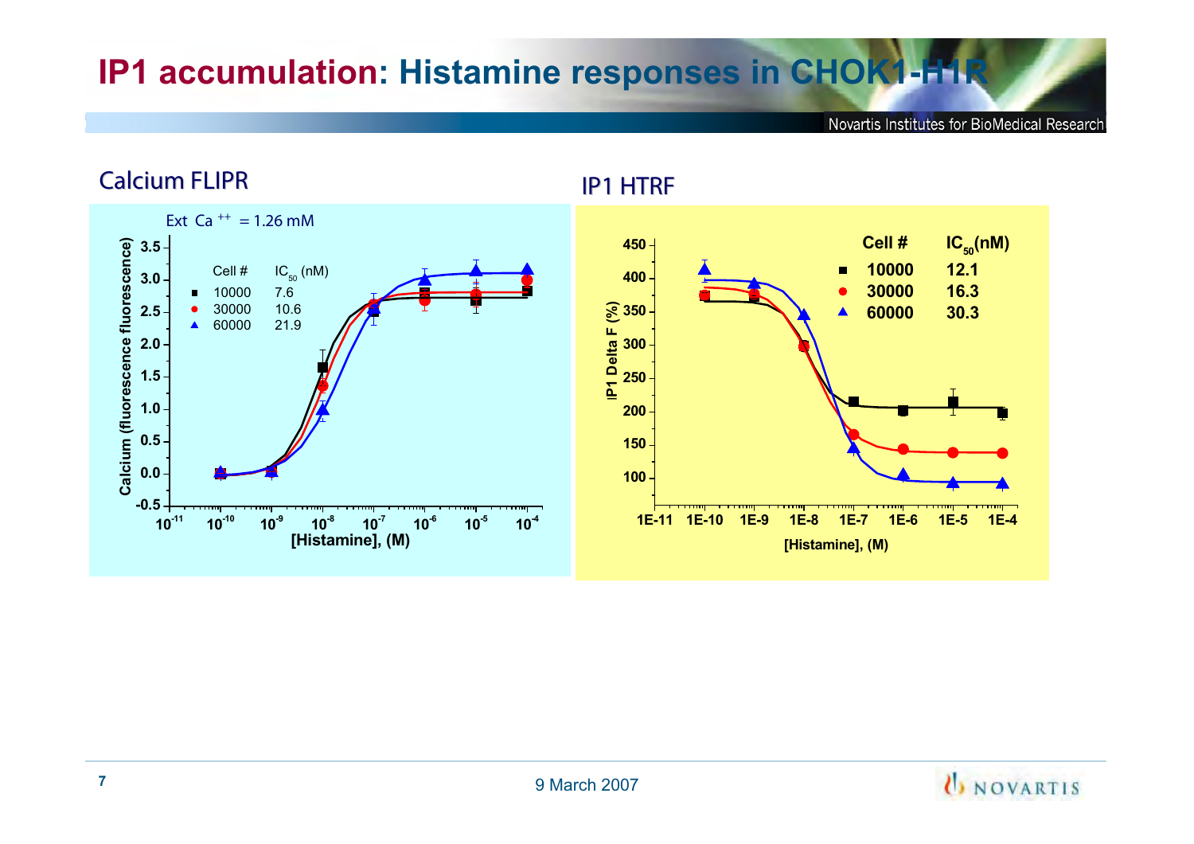# IP1 accumulation: Histamine responses in CHOK1-H1R

## Calcium FLIPR

Ext $Ca^{++}$ = 1.26 mM

| Cell # | $IC_{50}$ (nM) |
|---|---|
| 10000 | 7.6 |
| 30000 | 10.6 |
| 60000 | 21.9 |

## IP1 HTRF

| Cell # | $IC_{50}$(nM) |
|---|---|
| 10000 | 12.1 |
| 30000 | 16.3 |
| 60000 | 30.3 |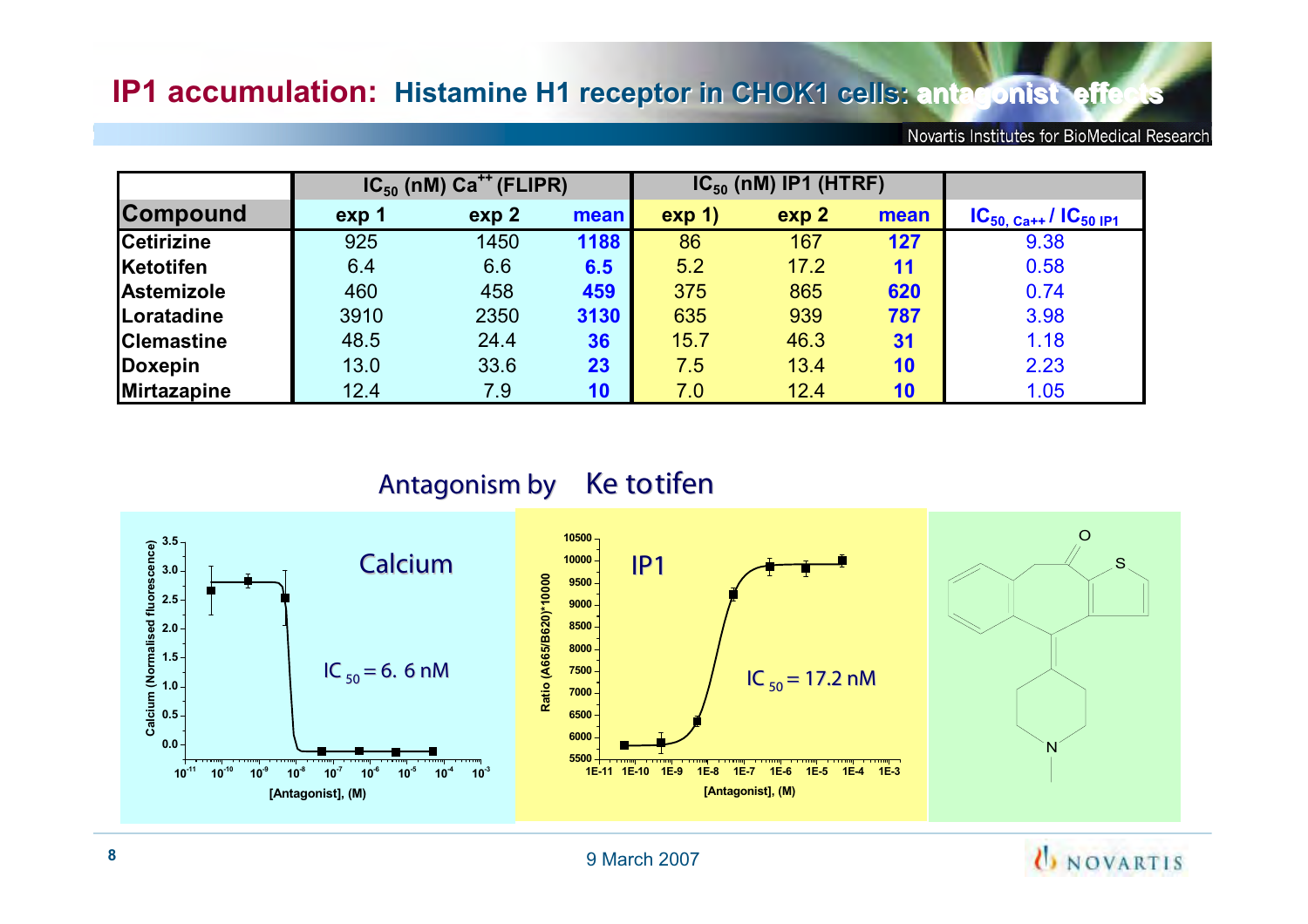# IP1 accumulation: Histamine H1 receptor in CHOK1 cells: antagonist effects

| | $IC_{50}$ (nM) $Ca^{++}$ (FLIPR) | | | $IC_{50}$ (nM) IP1 (HTRF) | | | |
|---|---|---|---|---|---|---|---|
| **Compound** | **exp 1** | **exp 2** | **mean** | **exp 1)** | **exp 2** | **mean** | $IC_{50,\ Ca++}$ / $IC_{50\ IP1}$ |
| **Cetirizine** | 925 | 1450 | **1188** | 86 | 167 | **127** | 9.38 |
| **Ketotifen** | 6.4 | 6.6 | **6.5** | 5.2 | 17.2 | **11** | 0.58 |
| **Astemizole** | 460 | 458 | **459** | 375 | 865 | **620** | 0.74 |
| **Loratadine** | 3910 | 2350 | **3130** | 635 | 939 | **787** | 3.98 |
| **Clemastine** | 48.5 | 24.4 | **36** | 15.7 | 46.3 | **31** | 1.18 |
| **Doxepin** | 13.0 | 33.6 | **23** | 7.5 | 13.4 | **10** | 2.23 |
| **Mirtazapine** | 12.4 | 7.9 | **10** | 7.0 | 12.4 | **10** | 1.05 |

## Antagonism by Ketotifen

Calcium: $IC_{50} = 6.6$ nM

IP1: $IC_{50} = 17.2$ nM

9 March 2007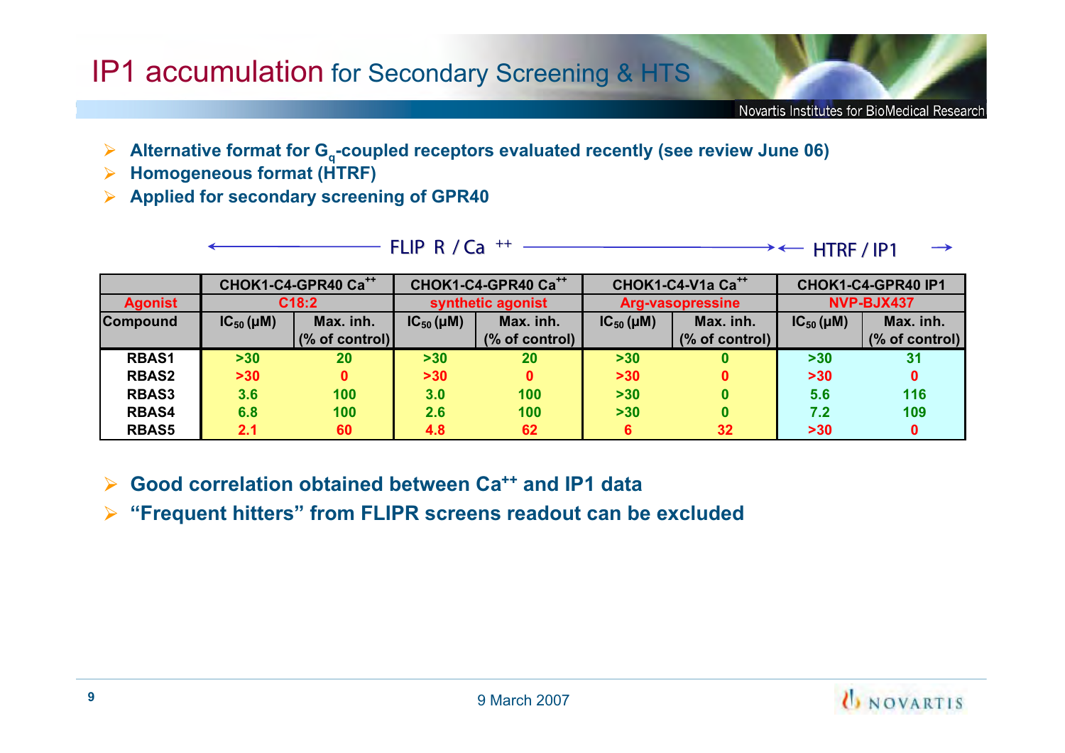# IP1 accumulation for Secondary Screening & HTS

- Alternative format for $G_q$-coupled receptors evaluated recently (see review June 06)
- Homogeneous format (HTRF)
- Applied for secondary screening of GPR40

← FLIPR / $Ca^{++}$ → ← HTRF / IP1 →

| | CHOK1-C4-GPR40 $Ca^{++}$ | | CHOK1-C4-GPR40 $Ca^{++}$ | | CHOK1-C4-V1a $Ca^{++}$ | | CHOK1-C4-GPR40 IP1 | |
|---|---|---|---|---|---|---|---|---|
| Agonist | C18:2 | | synthetic agonist | | Arg-vasopressine | | NVP-BJX437 | |
| Compound | $IC_{50}$ (µM) | Max. inh. (% of control) | $IC_{50}$ (µM) | Max. inh. (% of control) | $IC_{50}$ (µM) | Max. inh. (% of control) | $IC_{50}$ (µM) | Max. inh. (% of control) |
| RBAS1 | >30 | 20 | >30 | 20 | >30 | 0 | >30 | 31 |
| RBAS2 | >30 | 0 | >30 | 0 | >30 | 0 | >30 | 0 |
| RBAS3 | 3.6 | 100 | 3.0 | 100 | >30 | 0 | 5.6 | 116 |
| RBAS4 | 6.8 | 100 | 2.6 | 100 | >30 | 0 | 7.2 | 109 |
| RBAS5 | 2.1 | 60 | 4.8 | 62 | 6 | 32 | >30 | 0 |

- Good correlation obtained between $Ca^{++}$ and IP1 data
- "Frequent hitters" from FLIPR screens readout can be excluded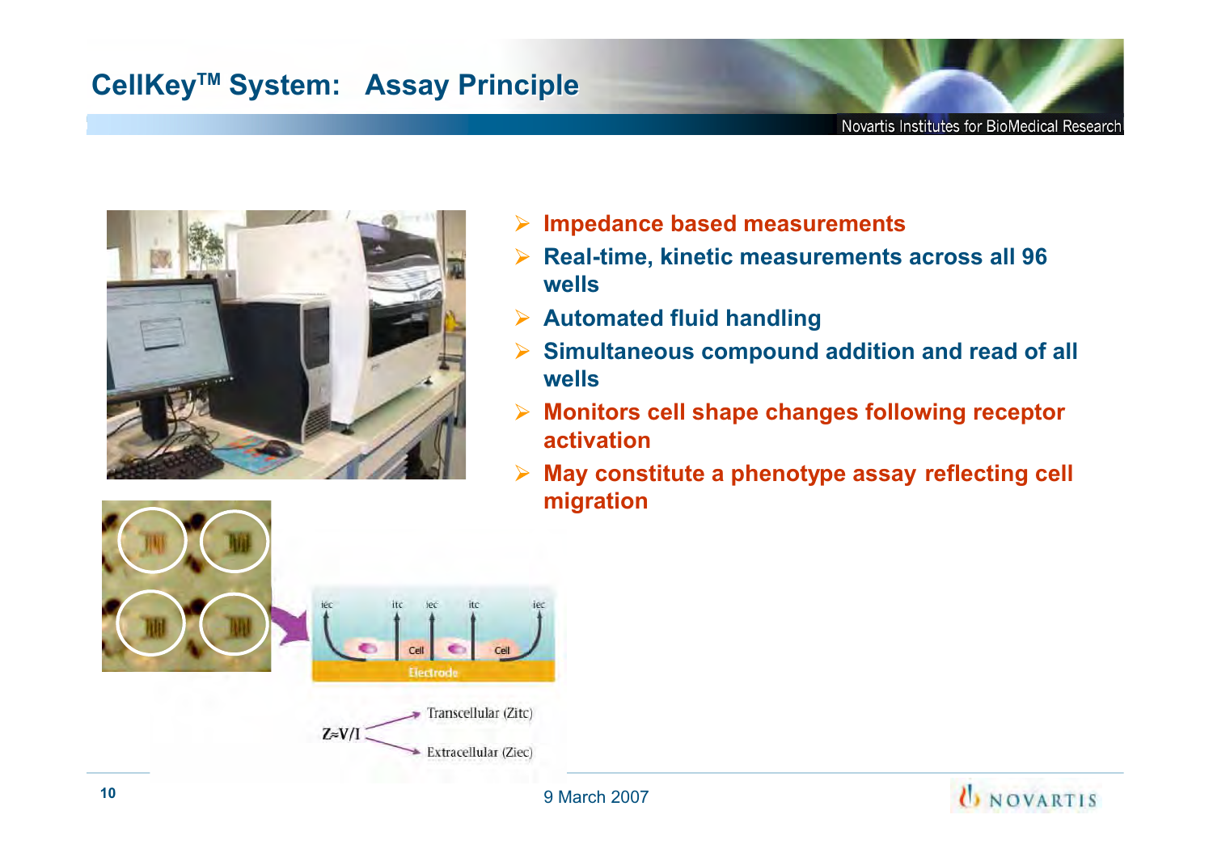# CellKey™ System: Assay Principle

- **Impedance based measurements**
- **Real-time, kinetic measurements across all 96 wells**
- **Automated fluid handling**
- **Simultaneous compound addition and read of all wells**
- **Monitors cell shape changes following receptor activation**
- **May constitute a phenotype assay reflecting cell migration**

iec itc iec itc iec

Cell Cell

Electrode

$Z \approx V/I$

Transcellular (Zitc)

Extracellular (Ziec)

9 March 2007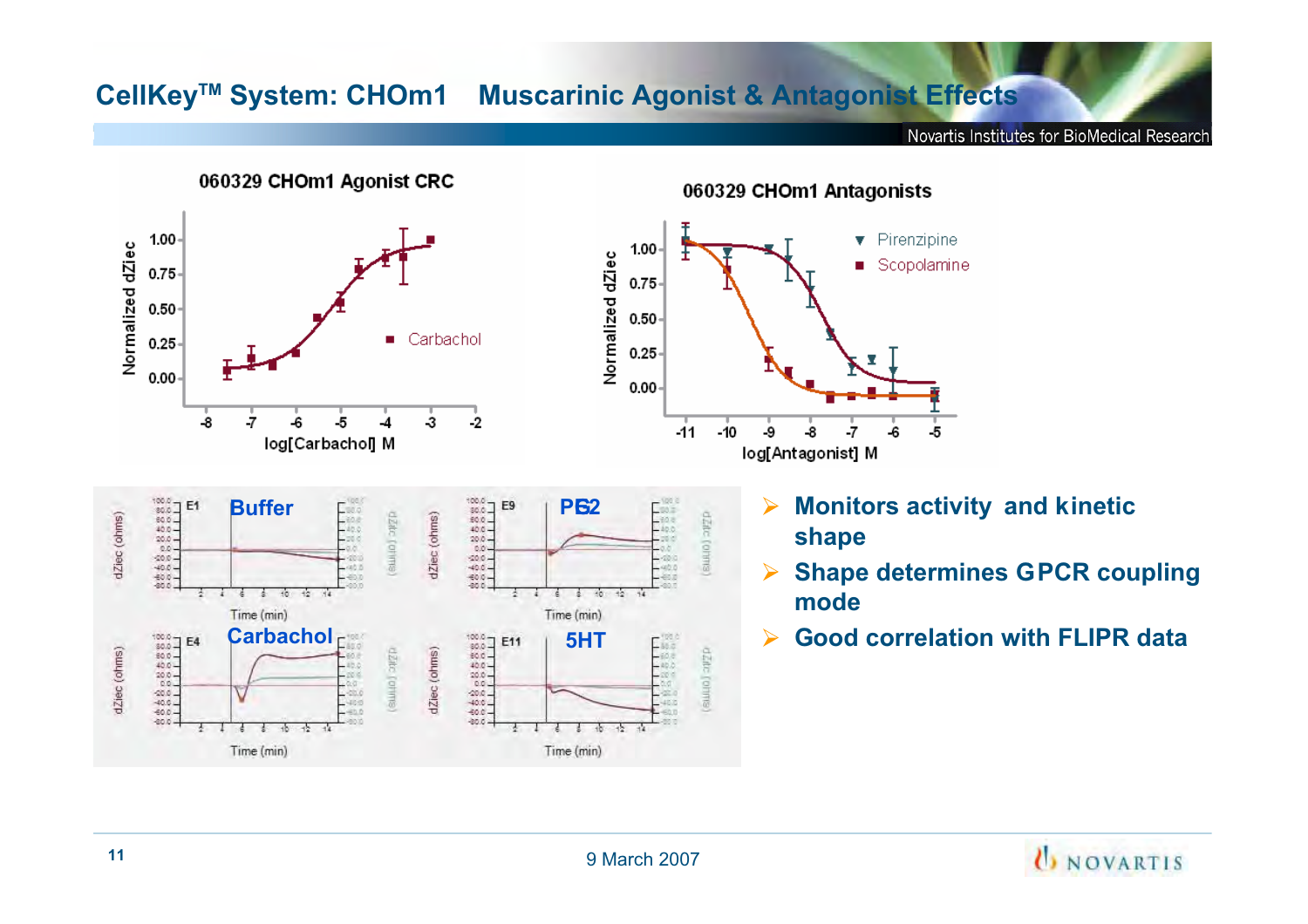# CellKey™ System: CHOm1 Muscarinic Agonist & Antagonist Effects

060329 CHOm1 Agonist CRC

060329 CHOm1 Antagonists

Buffer

PGE2

Carbachol

5HT

- Monitors activity and kinetic shape
- Shape determines GPCR coupling mode
- Good correlation with FLIPR data

9 March 2007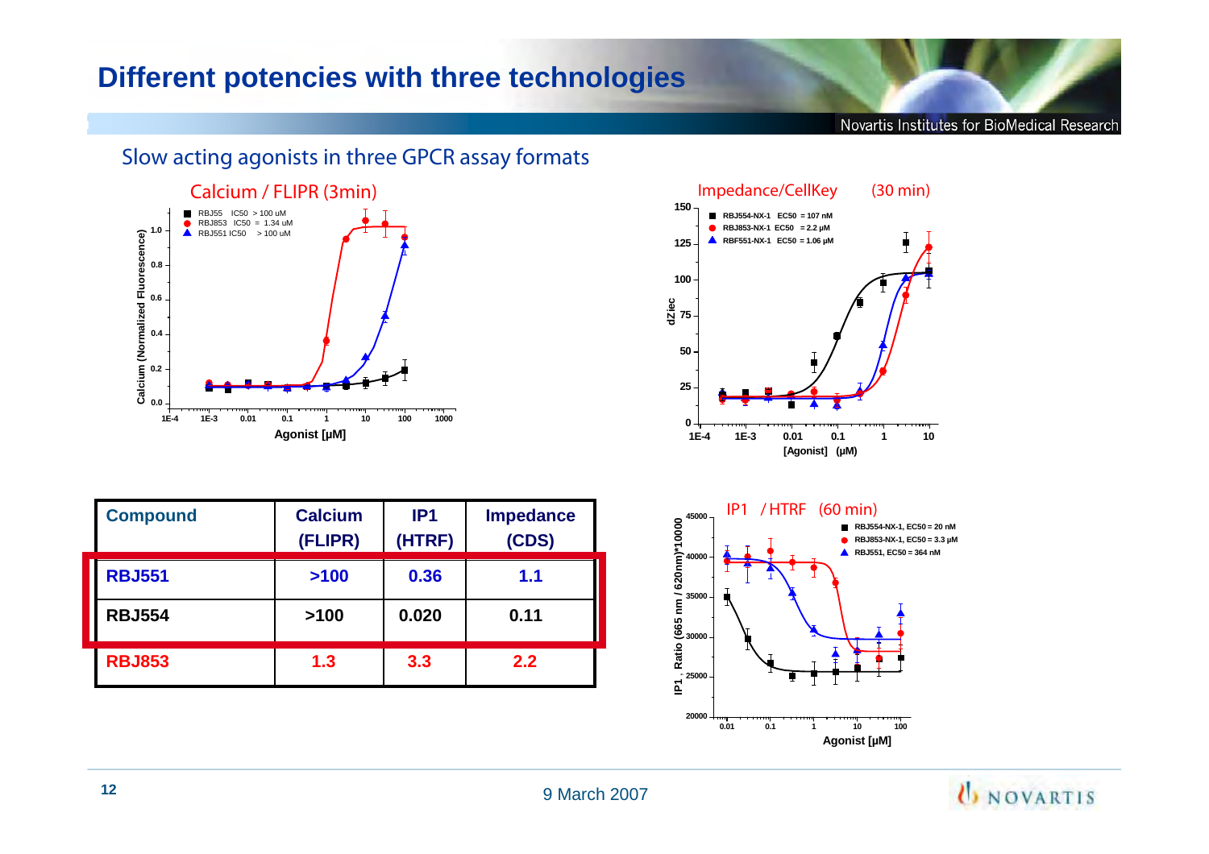# Different potencies with three technologies

## Slow acting agonists in three GPCR assay formats

Calcium / FLIPR (3min)

- RBJ55 IC50 > 100 uM
- RBJ853 IC50 = 1.34 uM
- RBJ551 IC50 > 100 uM

Impedance/CellKey (30 min)

- RBJ554-NX-1 EC50 = 107 nM
- RBJ853-NX-1 EC50 = 2.2 µM
- RBF551-NX-1 EC50 = 1.06 µM

IP1 / HTRF (60 min)

- RBJ554-NX-1, EC50 = 20 nM
- RBJ853-NX-1, EC50 = 3.3 µM
- RBJ551, EC50 = 364 nM

| Compound | Calcium (FLIPR) | IP1 (HTRF) | Impedance (CDS) |
|---|---|---|---|
| RBJ551 | >100 | 0.36 | 1.1 |
| RBJ554 | >100 | 0.020 | 0.11 |
| RBJ853 | 1.3 | 3.3 | 2.2 |

9 March 2007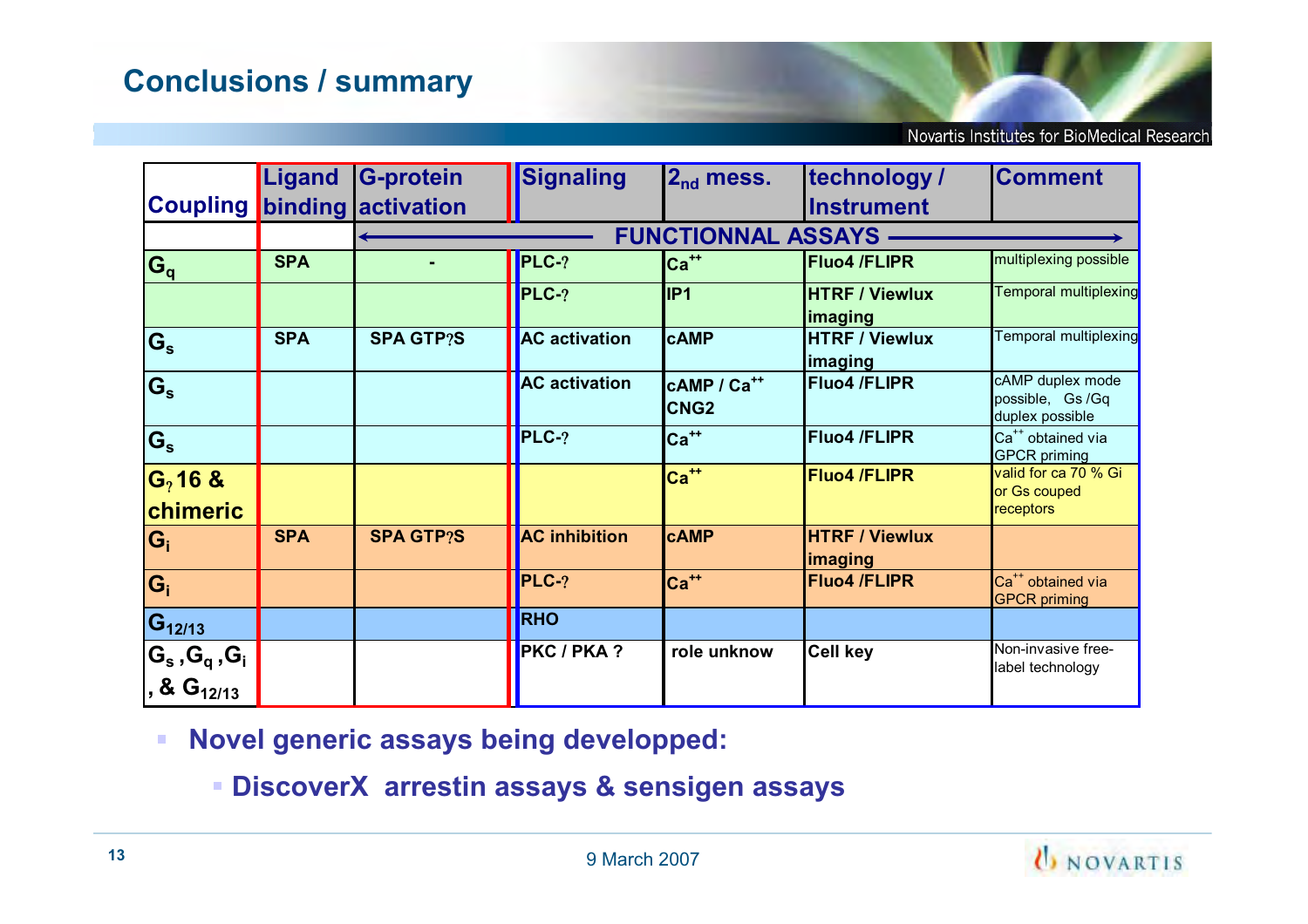# Conclusions / summary

| Coupling | Ligand binding | G-protein activation | Signaling | $2_{nd}$ mess. | technology / Instrument | Comment |
|---|---|---|---|---|---|---|
| | | FUNCTIONNAL ASSAYS | | | | |
| $G_q$ | SPA | - | PLC-? | $Ca^{++}$ | Fluo4 /FLIPR | multiplexing possible |
| | | | PLC-? | IP1 | HTRF / Viewlux imaging | Temporal multiplexing |
| $G_s$ | SPA | SPA GTP?S | AC activation | cAMP | HTRF / Viewlux imaging | Temporal multiplexing |
| $G_s$ | | | AC activation | cAMP / $Ca^{++}$ CNG2 | Fluo4 /FLIPR | cAMP duplex mode possible, Gs /Gq duplex possible |
| $G_s$ | | | PLC-? | $Ca^{++}$ | Fluo4 /FLIPR | $Ca^{++}$ obtained via GPCR priming |
| $G_?16$ & chimeric | | | | $Ca^{++}$ | Fluo4 /FLIPR | valid for ca 70 % Gi or Gs couped receptors |
| $G_i$ | SPA | SPA GTP?S | AC inhibition | cAMP | HTRF / Viewlux imaging | |
| $G_i$ | | | PLC-? | $Ca^{++}$ | Fluo4 /FLIPR | $Ca^{++}$ obtained via GPCR priming |
| $G_{12/13}$ | | | RHO | | | |
| $G_s$ ,$G_q$ ,$G_i$ , & $G_{12/13}$ | | | PKC / PKA ? | role unknow | Cell key | Non-invasive free-label technology |

- **Novel generic assays being developped:**
  - **DiscoverX arrestin assays & sensigen assays**